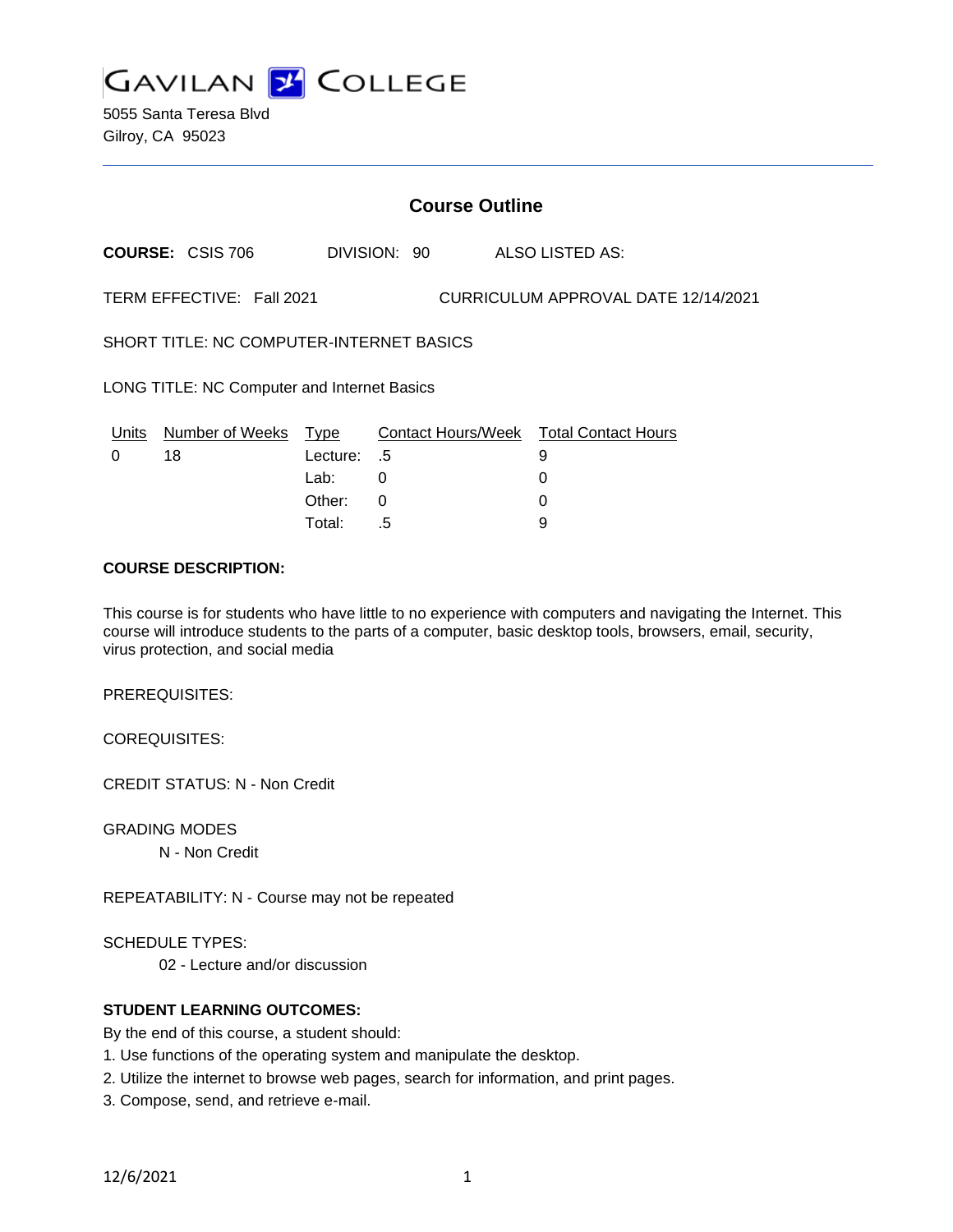# GAVILAN COLLEGE

5055 Santa Teresa Blvd
Gilroy, CA 95023

## Course Outline

**COURSE:** CSIS 706 DIVISION: 90 ALSO LISTED AS:

TERM EFFECTIVE: Fall 2021 CURRICULUM APPROVAL DATE 12/14/2021

SHORT TITLE: NC COMPUTER-INTERNET BASICS

LONG TITLE: NC Computer and Internet Basics

| Units | Number of Weeks | Type | Contact Hours/Week | Total Contact Hours |
|---|---|---|---|---|
| 0 | 18 | Lecture: | .5 | 9 |
| | | Lab: | 0 | 0 |
| | | Other: | 0 | 0 |
| | | Total: | .5 | 9 |

**COURSE DESCRIPTION:**

This course is for students who have little to no experience with computers and navigating the Internet. This course will introduce students to the parts of a computer, basic desktop tools, browsers, email, security, virus protection, and social media

PREREQUISITES:

COREQUISITES:

CREDIT STATUS: N - Non Credit

GRADING MODES

N - Non Credit

REPEATABILITY: N - Course may not be repeated

SCHEDULE TYPES:

02 - Lecture and/or discussion

**STUDENT LEARNING OUTCOMES:**

By the end of this course, a student should:

1. Use functions of the operating system and manipulate the desktop.
2. Utilize the internet to browse web pages, search for information, and print pages.
3. Compose, send, and retrieve e-mail.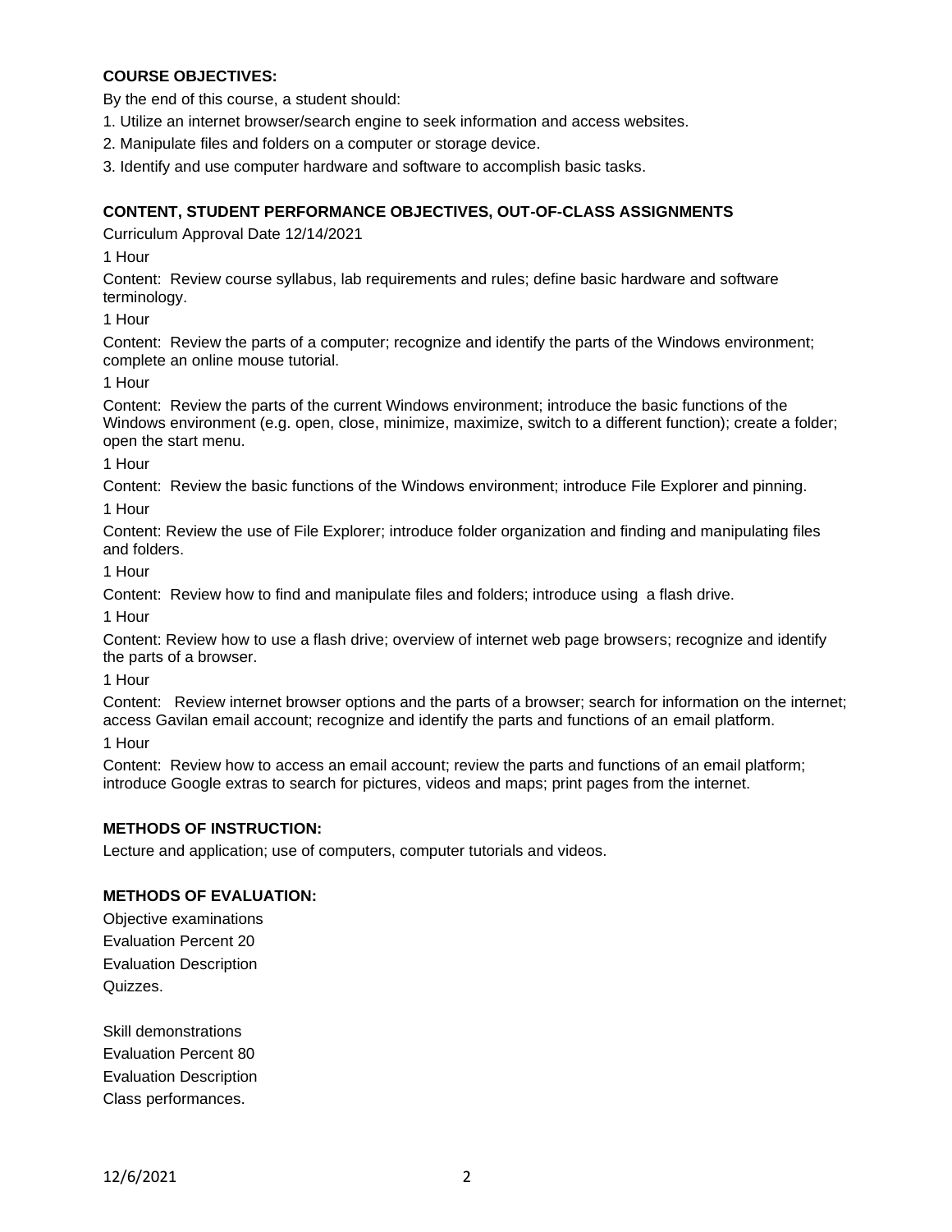**COURSE OBJECTIVES:**

By the end of this course, a student should:

1. Utilize an internet browser/search engine to seek information and access websites.
2. Manipulate files and folders on a computer or storage device.
3. Identify and use computer hardware and software to accomplish basic tasks.

**CONTENT, STUDENT PERFORMANCE OBJECTIVES, OUT-OF-CLASS ASSIGNMENTS**

Curriculum Approval Date 12/14/2021

1 Hour

Content: Review course syllabus, lab requirements and rules; define basic hardware and software terminology.

1 Hour

Content: Review the parts of a computer; recognize and identify the parts of the Windows environment; complete an online mouse tutorial.

1 Hour

Content: Review the parts of the current Windows environment; introduce the basic functions of the Windows environment (e.g. open, close, minimize, maximize, switch to a different function); create a folder; open the start menu.

1 Hour

Content: Review the basic functions of the Windows environment; introduce File Explorer and pinning.

1 Hour

Content: Review the use of File Explorer; introduce folder organization and finding and manipulating files and folders.

1 Hour

Content: Review how to find and manipulate files and folders; introduce using a flash drive.

1 Hour

Content: Review how to use a flash drive; overview of internet web page browsers; recognize and identify the parts of a browser.

1 Hour

Content: Review internet browser options and the parts of a browser; search for information on the internet; access Gavilan email account; recognize and identify the parts and functions of an email platform.

1 Hour

Content: Review how to access an email account; review the parts and functions of an email platform; introduce Google extras to search for pictures, videos and maps; print pages from the internet.

**METHODS OF INSTRUCTION:**

Lecture and application; use of computers, computer tutorials and videos.

**METHODS OF EVALUATION:**

Objective examinations
Evaluation Percent 20
Evaluation Description
Quizzes.

Skill demonstrations
Evaluation Percent 80
Evaluation Description
Class performances.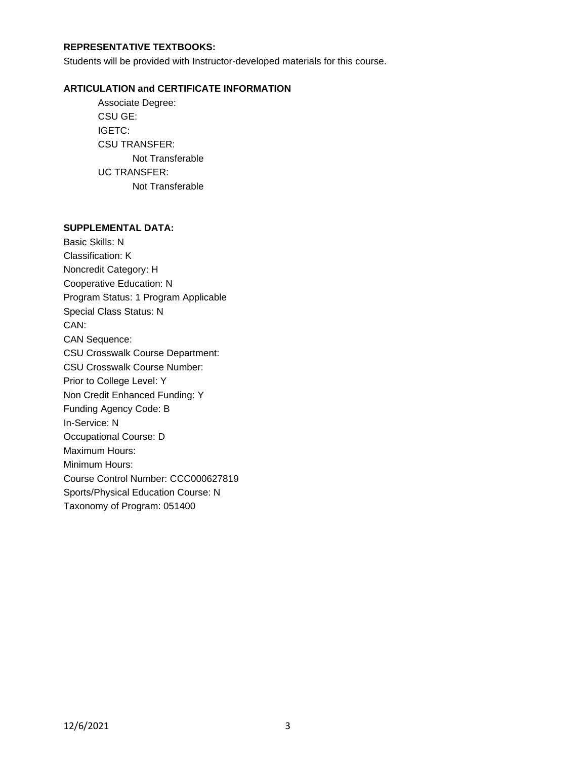**REPRESENTATIVE TEXTBOOKS:**

Students will be provided with Instructor-developed materials for this course.

**ARTICULATION and CERTIFICATE INFORMATION**

Associate Degree:
CSU GE:
IGETC:
CSU TRANSFER:
Not Transferable
UC TRANSFER:
Not Transferable

**SUPPLEMENTAL DATA:**

Basic Skills: N
Classification: K
Noncredit Category: H
Cooperative Education: N
Program Status: 1 Program Applicable
Special Class Status: N
CAN:
CAN Sequence:
CSU Crosswalk Course Department:
CSU Crosswalk Course Number:
Prior to College Level: Y
Non Credit Enhanced Funding: Y
Funding Agency Code: B
In-Service: N
Occupational Course: D
Maximum Hours:
Minimum Hours:
Course Control Number: CCC000627819
Sports/Physical Education Course: N
Taxonomy of Program: 051400